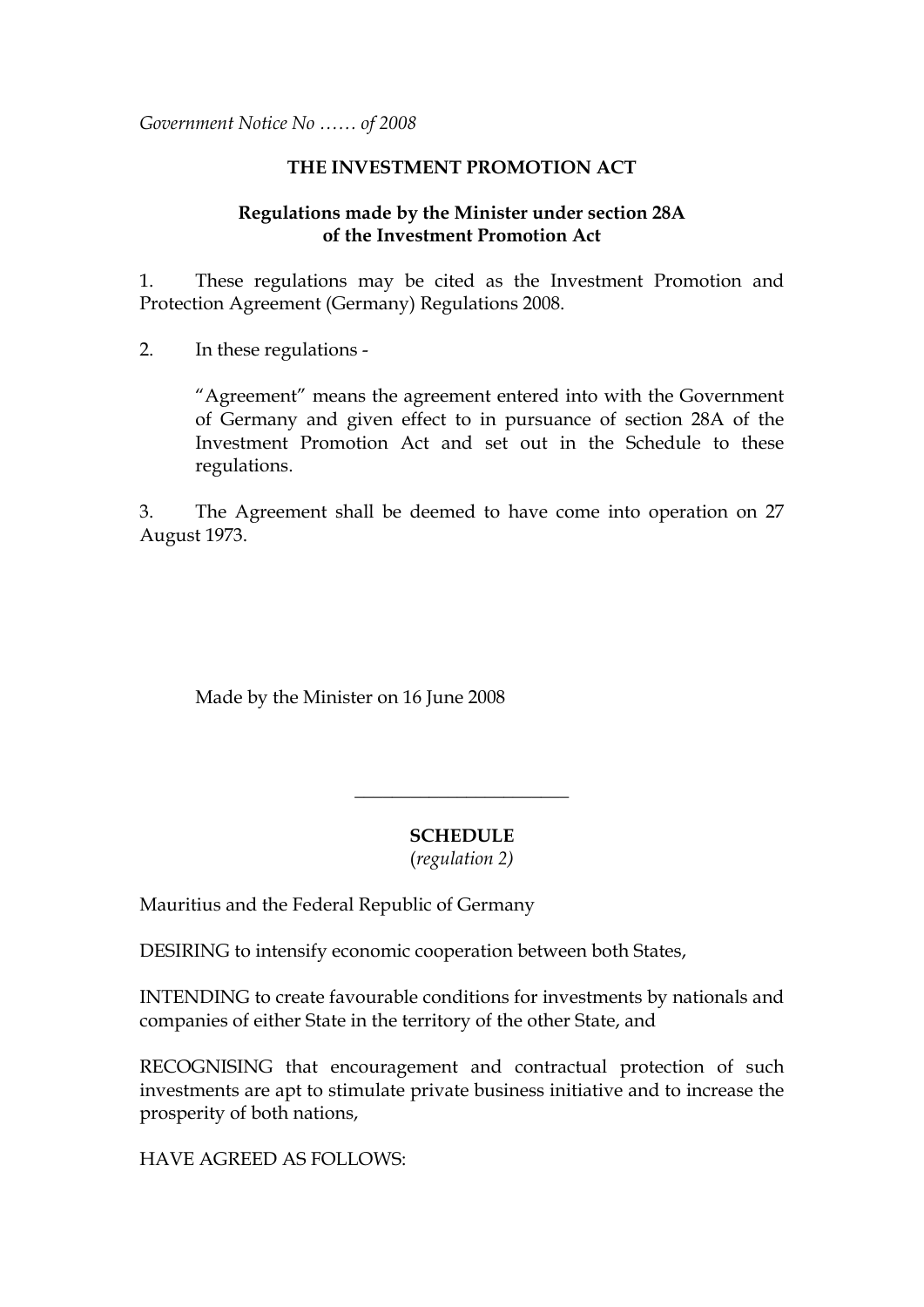*Government Notice No …… of 2008*

## THE INVESTMENT PROMOTION ACT

### Regulations made by the Minister under section 28A of the Investment Promotion Act

1. These regulations may be cited as the Investment Promotion and Protection Agreement (Germany) Regulations 2008.

2. In these regulations -

   "Agreement" means the agreement entered into with the Government of Germany and given effect to in pursuance of section 28A of the Investment Promotion Act and set out in the Schedule to these regulations.

3. The Agreement shall be deemed to have come into operation on 27 August 1973.

Made by the Minister on 16 June 2008

---

## SCHEDULE

(*regulation 2)*

Mauritius and the Federal Republic of Germany

DESIRING to intensify economic cooperation between both States,

INTENDING to create favourable conditions for investments by nationals and companies of either State in the territory of the other State, and

RECOGNISING that encouragement and contractual protection of such investments are apt to stimulate private business initiative and to increase the prosperity of both nations,

HAVE AGREED AS FOLLOWS: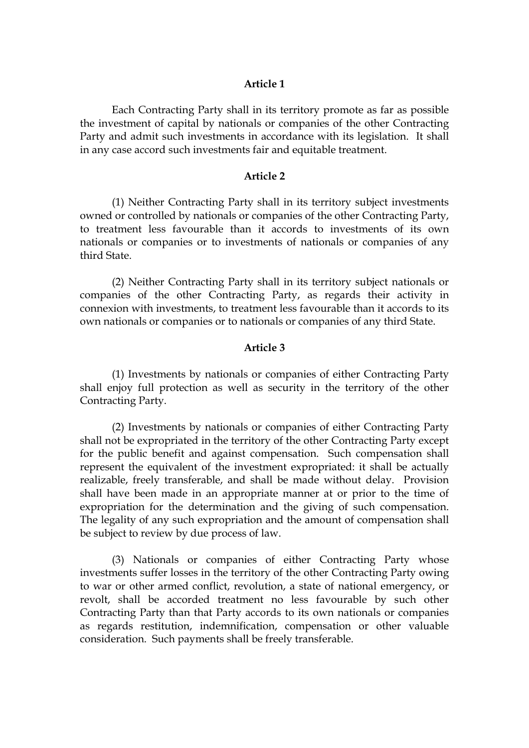**Article 1**

Each Contracting Party shall in its territory promote as far as possible the investment of capital by nationals or companies of the other Contracting Party and admit such investments in accordance with its legislation. It shall in any case accord such investments fair and equitable treatment.

**Article 2**

(1) Neither Contracting Party shall in its territory subject investments owned or controlled by nationals or companies of the other Contracting Party, to treatment less favourable than it accords to investments of its own nationals or companies or to investments of nationals or companies of any third State.

(2) Neither Contracting Party shall in its territory subject nationals or companies of the other Contracting Party, as regards their activity in connexion with investments, to treatment less favourable than it accords to its own nationals or companies or to nationals or companies of any third State.

**Article 3**

(1) Investments by nationals or companies of either Contracting Party shall enjoy full protection as well as security in the territory of the other Contracting Party.

(2) Investments by nationals or companies of either Contracting Party shall not be expropriated in the territory of the other Contracting Party except for the public benefit and against compensation. Such compensation shall represent the equivalent of the investment expropriated: it shall be actually realizable, freely transferable, and shall be made without delay. Provision shall have been made in an appropriate manner at or prior to the time of expropriation for the determination and the giving of such compensation. The legality of any such expropriation and the amount of compensation shall be subject to review by due process of law.

(3) Nationals or companies of either Contracting Party whose investments suffer losses in the territory of the other Contracting Party owing to war or other armed conflict, revolution, a state of national emergency, or revolt, shall be accorded treatment no less favourable by such other Contracting Party than that Party accords to its own nationals or companies as regards restitution, indemnification, compensation or other valuable consideration. Such payments shall be freely transferable.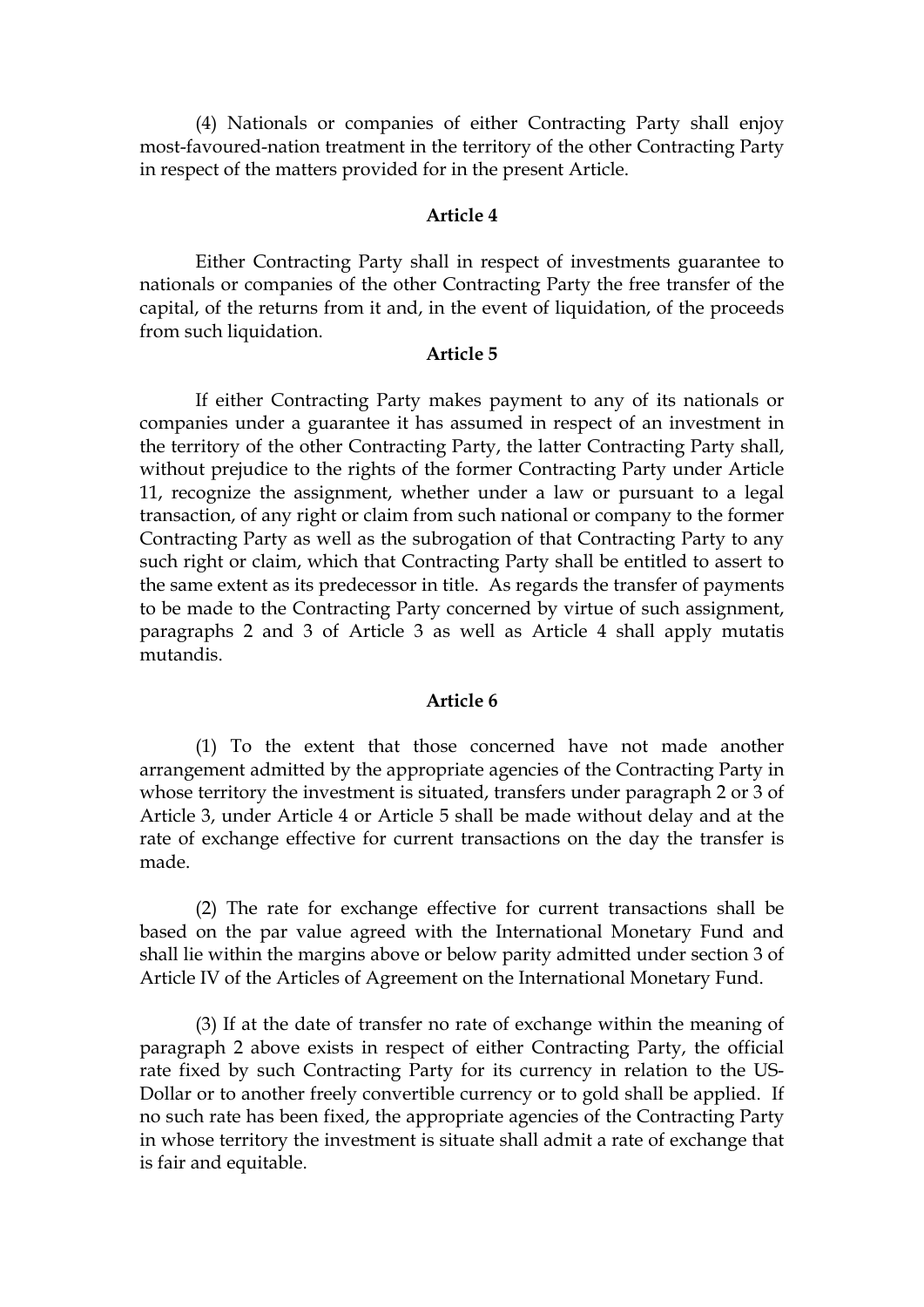(4) Nationals or companies of either Contracting Party shall enjoy most-favoured-nation treatment in the territory of the other Contracting Party in respect of the matters provided for in the present Article.

**Article 4**

Either Contracting Party shall in respect of investments guarantee to nationals or companies of the other Contracting Party the free transfer of the capital, of the returns from it and, in the event of liquidation, of the proceeds from such liquidation.

**Article 5**

If either Contracting Party makes payment to any of its nationals or companies under a guarantee it has assumed in respect of an investment in the territory of the other Contracting Party, the latter Contracting Party shall, without prejudice to the rights of the former Contracting Party under Article 11, recognize the assignment, whether under a law or pursuant to a legal transaction, of any right or claim from such national or company to the former Contracting Party as well as the subrogation of that Contracting Party to any such right or claim, which that Contracting Party shall be entitled to assert to the same extent as its predecessor in title. As regards the transfer of payments to be made to the Contracting Party concerned by virtue of such assignment, paragraphs 2 and 3 of Article 3 as well as Article 4 shall apply mutatis mutandis.

**Article 6**

(1) To the extent that those concerned have not made another arrangement admitted by the appropriate agencies of the Contracting Party in whose territory the investment is situated, transfers under paragraph 2 or 3 of Article 3, under Article 4 or Article 5 shall be made without delay and at the rate of exchange effective for current transactions on the day the transfer is made.

(2) The rate for exchange effective for current transactions shall be based on the par value agreed with the International Monetary Fund and shall lie within the margins above or below parity admitted under section 3 of Article IV of the Articles of Agreement on the International Monetary Fund.

(3) If at the date of transfer no rate of exchange within the meaning of paragraph 2 above exists in respect of either Contracting Party, the official rate fixed by such Contracting Party for its currency in relation to the US-Dollar or to another freely convertible currency or to gold shall be applied. If no such rate has been fixed, the appropriate agencies of the Contracting Party in whose territory the investment is situate shall admit a rate of exchange that is fair and equitable.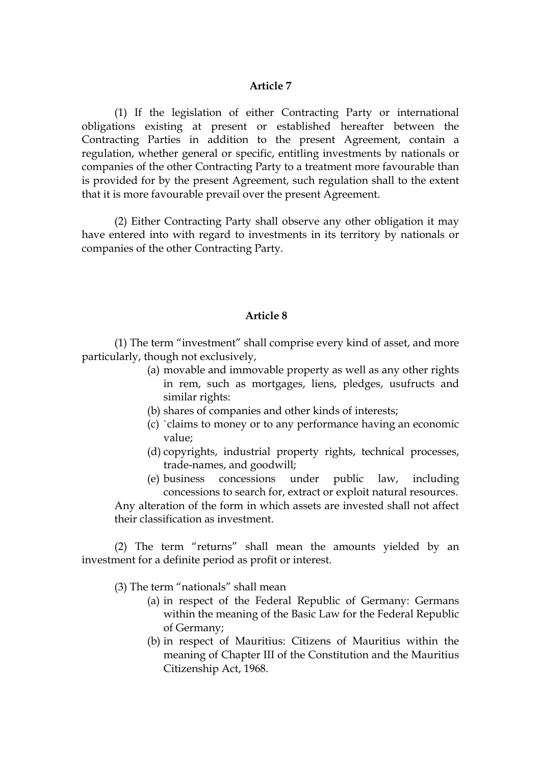## Article 7

(1) If the legislation of either Contracting Party or international obligations existing at present or established hereafter between the Contracting Parties in addition to the present Agreement, contain a regulation, whether general or specific, entitling investments by nationals or companies of the other Contracting Party to a treatment more favourable than is provided for by the present Agreement, such regulation shall to the extent that it is more favourable prevail over the present Agreement.

(2) Either Contracting Party shall observe any other obligation it may have entered into with regard to investments in its territory by nationals or companies of the other Contracting Party.

## Article 8

(1) The term "investment" shall comprise every kind of asset, and more particularly, though not exclusively,

(a) movable and immovable property as well as any other rights in rem, such as mortgages, liens, pledges, usufructs and similar rights:

(b) shares of companies and other kinds of interests;

(c) `claims to money or to any performance having an economic value;

(d) copyrights, industrial property rights, technical processes, trade-names, and goodwill;

(e) business concessions under public law, including concessions to search for, extract or exploit natural resources.

Any alteration of the form in which assets are invested shall not affect their classification as investment.

(2) The term "returns" shall mean the amounts yielded by an investment for a definite period as profit or interest.

(3) The term "nationals" shall mean

(a) in respect of the Federal Republic of Germany: Germans within the meaning of the Basic Law for the Federal Republic of Germany;

(b) in respect of Mauritius: Citizens of Mauritius within the meaning of Chapter III of the Constitution and the Mauritius Citizenship Act, 1968.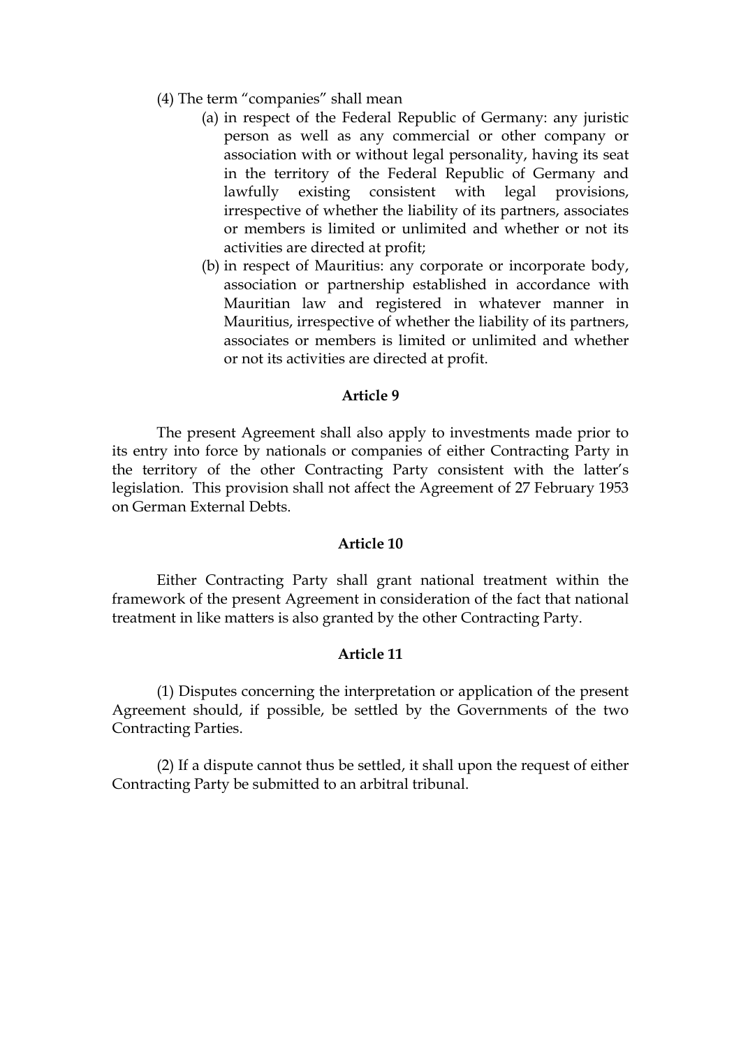(4) The term “companies” shall mean

(a) in respect of the Federal Republic of Germany: any juristic person as well as any commercial or other company or association with or without legal personality, having its seat in the territory of the Federal Republic of Germany and lawfully existing consistent with legal provisions, irrespective of whether the liability of its partners, associates or members is limited or unlimited and whether or not its activities are directed at profit;

(b) in respect of Mauritius: any corporate or incorporate body, association or partnership established in accordance with Mauritian law and registered in whatever manner in Mauritius, irrespective of whether the liability of its partners, associates or members is limited or unlimited and whether or not its activities are directed at profit.

**Article 9**

The present Agreement shall also apply to investments made prior to its entry into force by nationals or companies of either Contracting Party in the territory of the other Contracting Party consistent with the latter’s legislation. This provision shall not affect the Agreement of 27 February 1953 on German External Debts.

**Article 10**

Either Contracting Party shall grant national treatment within the framework of the present Agreement in consideration of the fact that national treatment in like matters is also granted by the other Contracting Party.

**Article 11**

(1) Disputes concerning the interpretation or application of the present Agreement should, if possible, be settled by the Governments of the two Contracting Parties.

(2) If a dispute cannot thus be settled, it shall upon the request of either Contracting Party be submitted to an arbitral tribunal.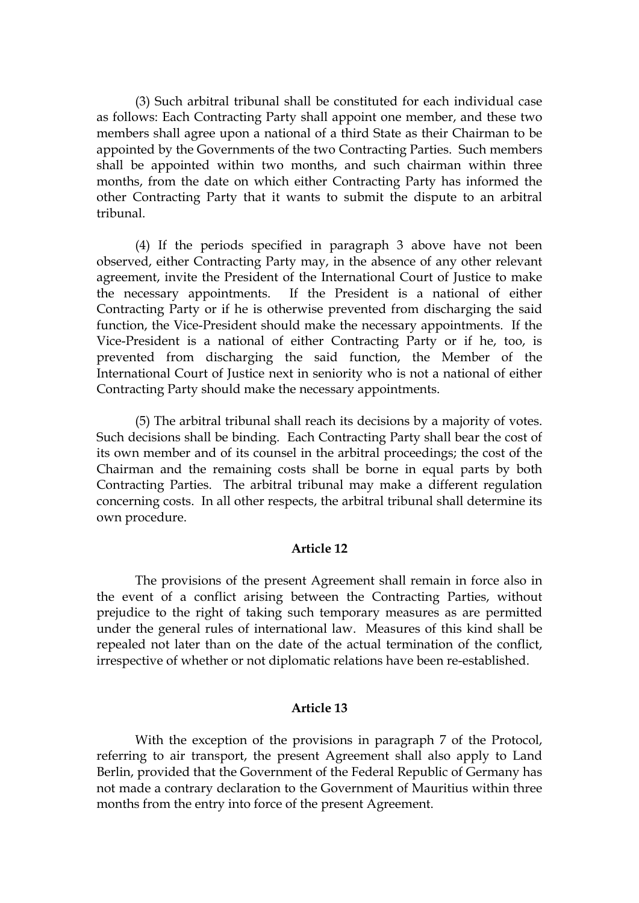(3) Such arbitral tribunal shall be constituted for each individual case as follows: Each Contracting Party shall appoint one member, and these two members shall agree upon a national of a third State as their Chairman to be appointed by the Governments of the two Contracting Parties. Such members shall be appointed within two months, and such chairman within three months, from the date on which either Contracting Party has informed the other Contracting Party that it wants to submit the dispute to an arbitral tribunal.

(4) If the periods specified in paragraph 3 above have not been observed, either Contracting Party may, in the absence of any other relevant agreement, invite the President of the International Court of Justice to make the necessary appointments. If the President is a national of either Contracting Party or if he is otherwise prevented from discharging the said function, the Vice-President should make the necessary appointments. If the Vice-President is a national of either Contracting Party or if he, too, is prevented from discharging the said function, the Member of the International Court of Justice next in seniority who is not a national of either Contracting Party should make the necessary appointments.

(5) The arbitral tribunal shall reach its decisions by a majority of votes. Such decisions shall be binding. Each Contracting Party shall bear the cost of its own member and of its counsel in the arbitral proceedings; the cost of the Chairman and the remaining costs shall be borne in equal parts by both Contracting Parties. The arbitral tribunal may make a different regulation concerning costs. In all other respects, the arbitral tribunal shall determine its own procedure.

**Article 12**

The provisions of the present Agreement shall remain in force also in the event of a conflict arising between the Contracting Parties, without prejudice to the right of taking such temporary measures as are permitted under the general rules of international law. Measures of this kind shall be repealed not later than on the date of the actual termination of the conflict, irrespective of whether or not diplomatic relations have been re-established.

**Article 13**

With the exception of the provisions in paragraph 7 of the Protocol, referring to air transport, the present Agreement shall also apply to Land Berlin, provided that the Government of the Federal Republic of Germany has not made a contrary declaration to the Government of Mauritius within three months from the entry into force of the present Agreement.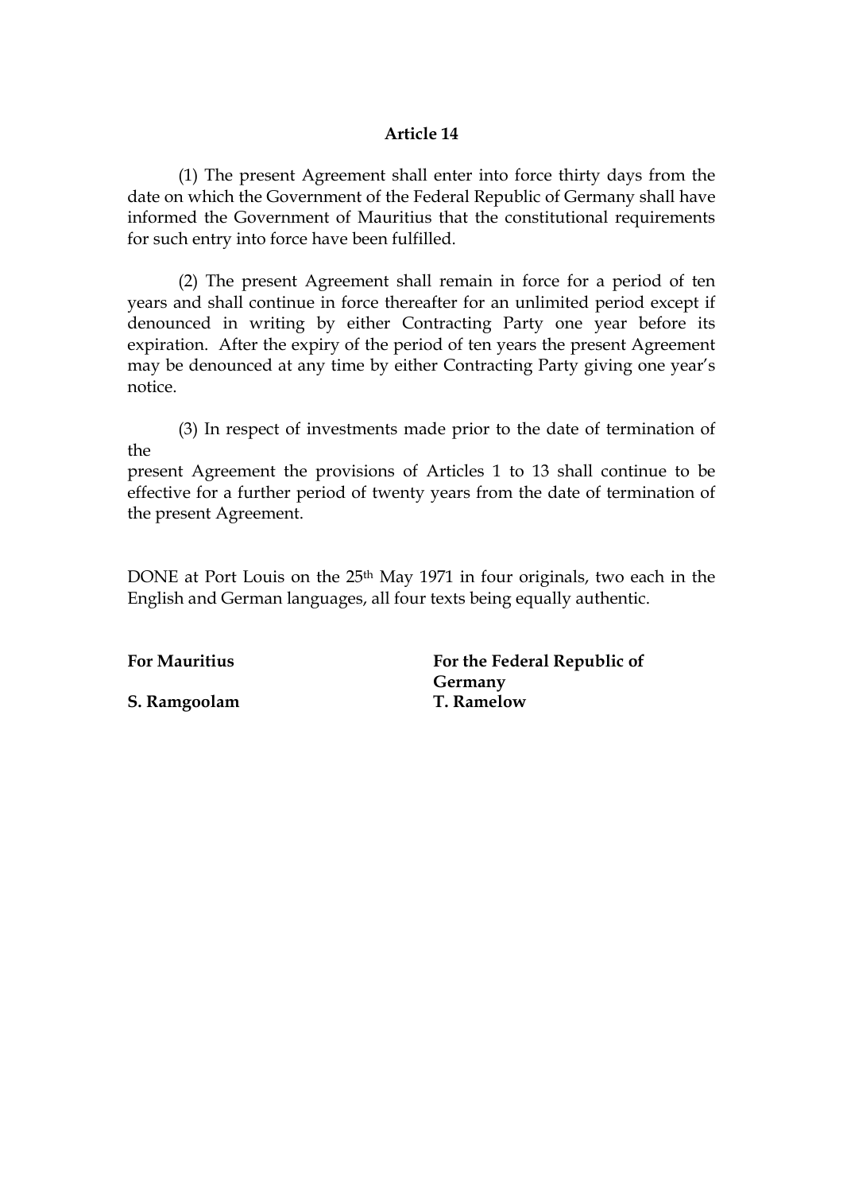**Article 14**

(1) The present Agreement shall enter into force thirty days from the date on which the Government of the Federal Republic of Germany shall have informed the Government of Mauritius that the constitutional requirements for such entry into force have been fulfilled.

(2) The present Agreement shall remain in force for a period of ten years and shall continue in force thereafter for an unlimited period except if denounced in writing by either Contracting Party one year before its expiration. After the expiry of the period of ten years the present Agreement may be denounced at any time by either Contracting Party giving one year's notice.

(3) In respect of investments made prior to the date of termination of the present Agreement the provisions of Articles 1 to 13 shall continue to be effective for a further period of twenty years from the date of termination of the present Agreement.

DONE at Port Louis on the 25th May 1971 in four originals, two each in the English and German languages, all four texts being equally authentic.

| **For Mauritius** | **For the Federal Republic of Germany** |
|---|---|
| **S. Ramgoolam** | **T. Ramelow** |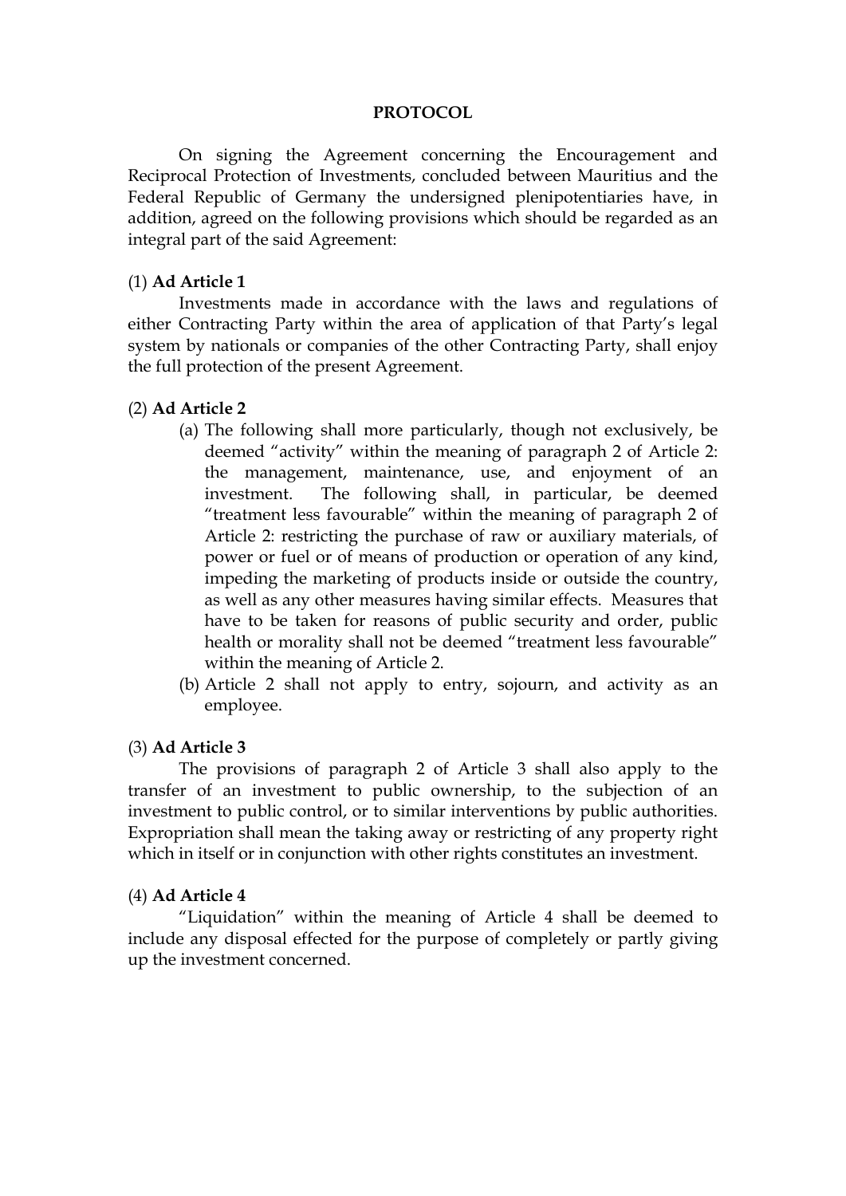**PROTOCOL**

On signing the Agreement concerning the Encouragement and Reciprocal Protection of Investments, concluded between Mauritius and the Federal Republic of Germany the undersigned plenipotentiaries have, in addition, agreed on the following provisions which should be regarded as an integral part of the said Agreement:

(1) **Ad Article 1**

Investments made in accordance with the laws and regulations of either Contracting Party within the area of application of that Party's legal system by nationals or companies of the other Contracting Party, shall enjoy the full protection of the present Agreement.

(2) **Ad Article 2**

(a) The following shall more particularly, though not exclusively, be deemed "activity" within the meaning of paragraph 2 of Article 2: the management, maintenance, use, and enjoyment of an investment. The following shall, in particular, be deemed "treatment less favourable" within the meaning of paragraph 2 of Article 2: restricting the purchase of raw or auxiliary materials, of power or fuel or of means of production or operation of any kind, impeding the marketing of products inside or outside the country, as well as any other measures having similar effects. Measures that have to be taken for reasons of public security and order, public health or morality shall not be deemed "treatment less favourable" within the meaning of Article 2.

(b) Article 2 shall not apply to entry, sojourn, and activity as an employee.

(3) **Ad Article 3**

The provisions of paragraph 2 of Article 3 shall also apply to the transfer of an investment to public ownership, to the subjection of an investment to public control, or to similar interventions by public authorities. Expropriation shall mean the taking away or restricting of any property right which in itself or in conjunction with other rights constitutes an investment.

(4) **Ad Article 4**

"Liquidation" within the meaning of Article 4 shall be deemed to include any disposal effected for the purpose of completely or partly giving up the investment concerned.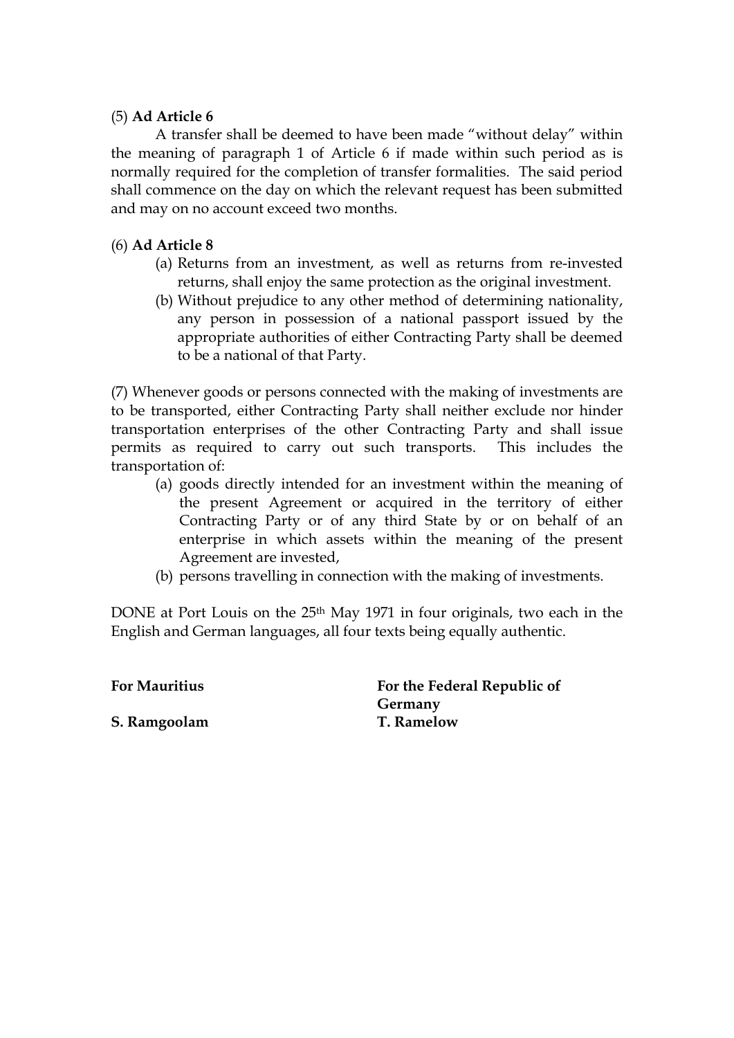(5) **Ad Article 6**

A transfer shall be deemed to have been made "without delay" within the meaning of paragraph 1 of Article 6 if made within such period as is normally required for the completion of transfer formalities. The said period shall commence on the day on which the relevant request has been submitted and may on no account exceed two months.

(6) **Ad Article 8**

(a) Returns from an investment, as well as returns from re-invested returns, shall enjoy the same protection as the original investment.

(b) Without prejudice to any other method of determining nationality, any person in possession of a national passport issued by the appropriate authorities of either Contracting Party shall be deemed to be a national of that Party.

(7) Whenever goods or persons connected with the making of investments are to be transported, either Contracting Party shall neither exclude nor hinder transportation enterprises of the other Contracting Party and shall issue permits as required to carry out such transports. This includes the transportation of:

(a) goods directly intended for an investment within the meaning of the present Agreement or acquired in the territory of either Contracting Party or of any third State by or on behalf of an enterprise in which assets within the meaning of the present Agreement are invested,

(b) persons travelling in connection with the making of investments.

DONE at Port Louis on the 25th May 1971 in four originals, two each in the English and German languages, all four texts being equally authentic.

| | |
|---|---|
| **For Mauritius** | **For the Federal Republic of Germany** |
| **S. Ramgoolam** | **T. Ramelow** |